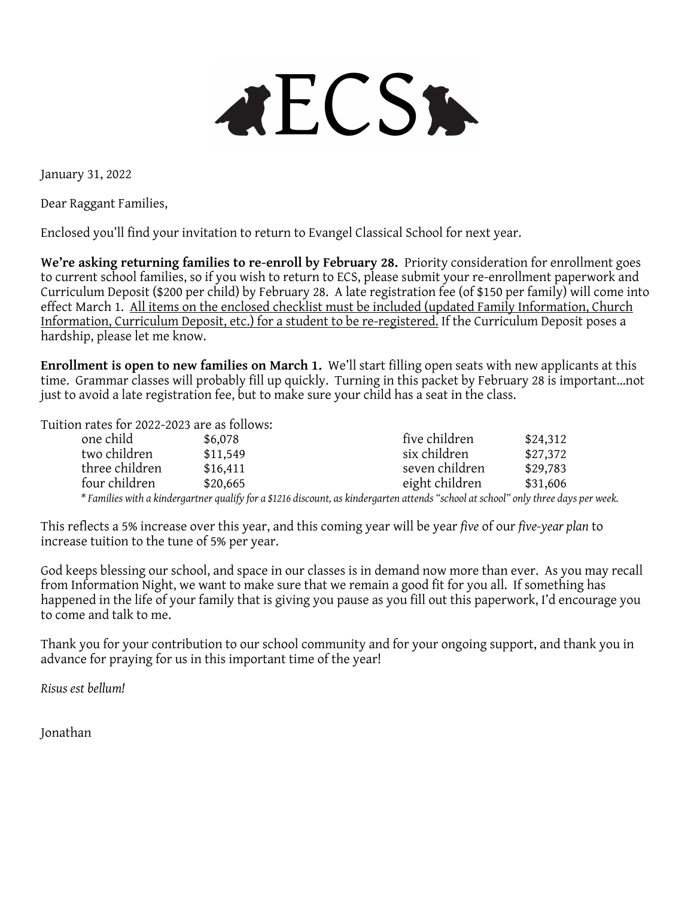# ECS

January 31, 2022

Dear Raggant Families,

Enclosed you'll find your invitation to return to Evangel Classical School for next year.

**We're asking returning families to re-enroll by February 28.** Priority consideration for enrollment goes to current school families, so if you wish to return to ECS, please submit your re-enrollment paperwork and Curriculum Deposit ($200 per child) by February 28. A late registration fee (of $150 per family) will come into effect March 1. <u>All items on the enclosed checklist must be included (updated Family Information, Church Information, Curriculum Deposit, etc.) for a student to be re-registered.</u> If the Curriculum Deposit poses a hardship, please let me know.

**Enrollment is open to new families on March 1.** We'll start filling open seats with new applicants at this time. Grammar classes will probably fill up quickly. Turning in this packet by February 28 is important...not just to avoid a late registration fee, but to make sure your child has a seat in the class.

Tuition rates for 2022-2023 are as follows:

| | | | |
|---|---|---|---|
| one child | $6,078 | five children | $24,312 |
| two children | $11,549 | six children | $27,372 |
| three children | $16,411 | seven children | $29,783 |
| four children | $20,665 | eight children | $31,606 |

*\* Families with a kindergartner qualify for a $1216 discount, as kindergarten attends "school at school" only three days per week.*

This reflects a 5% increase over this year, and this coming year will be year *five* of our *five-year plan* to increase tuition to the tune of 5% per year.

God keeps blessing our school, and space in our classes is in demand now more than ever. As you may recall from Information Night, we want to make sure that we remain a good fit for you all. If something has happened in the life of your family that is giving you pause as you fill out this paperwork, I'd encourage you to come and talk to me.

Thank you for your contribution to our school community and for your ongoing support, and thank you in advance for praying for us in this important time of the year!

*Risus est bellum!*

Jonathan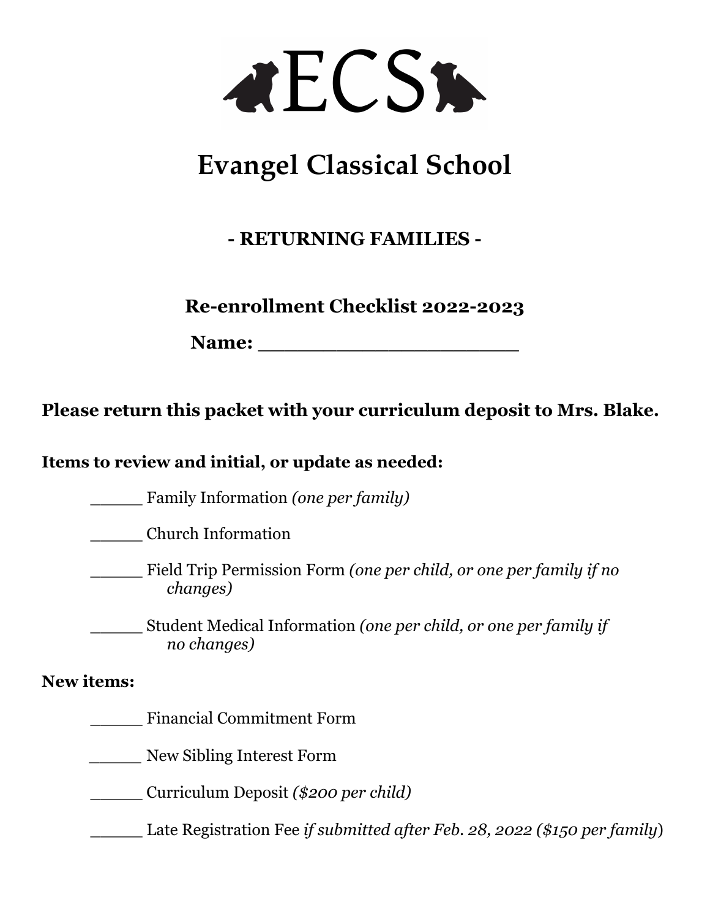# ECS

# Evangel Classical School

## - RETURNING FAMILIES -

## Re-enrollment Checklist 2022-2023

**Name: ______________________**

**Please return this packet with your curriculum deposit to Mrs. Blake.**

**Items to review and initial, or update as needed:**

_____ Family Information *(one per family)*

_____ Church Information

_____ Field Trip Permission Form *(one per child, or one per family if no changes)*

_____ Student Medical Information *(one per child, or one per family if no changes)*

**New items:**

_____ Financial Commitment Form

_____ New Sibling Interest Form

_____ Curriculum Deposit *($200 per child)*

_____ Late Registration Fee *if submitted after Feb. 28, 2022 ($150 per family)*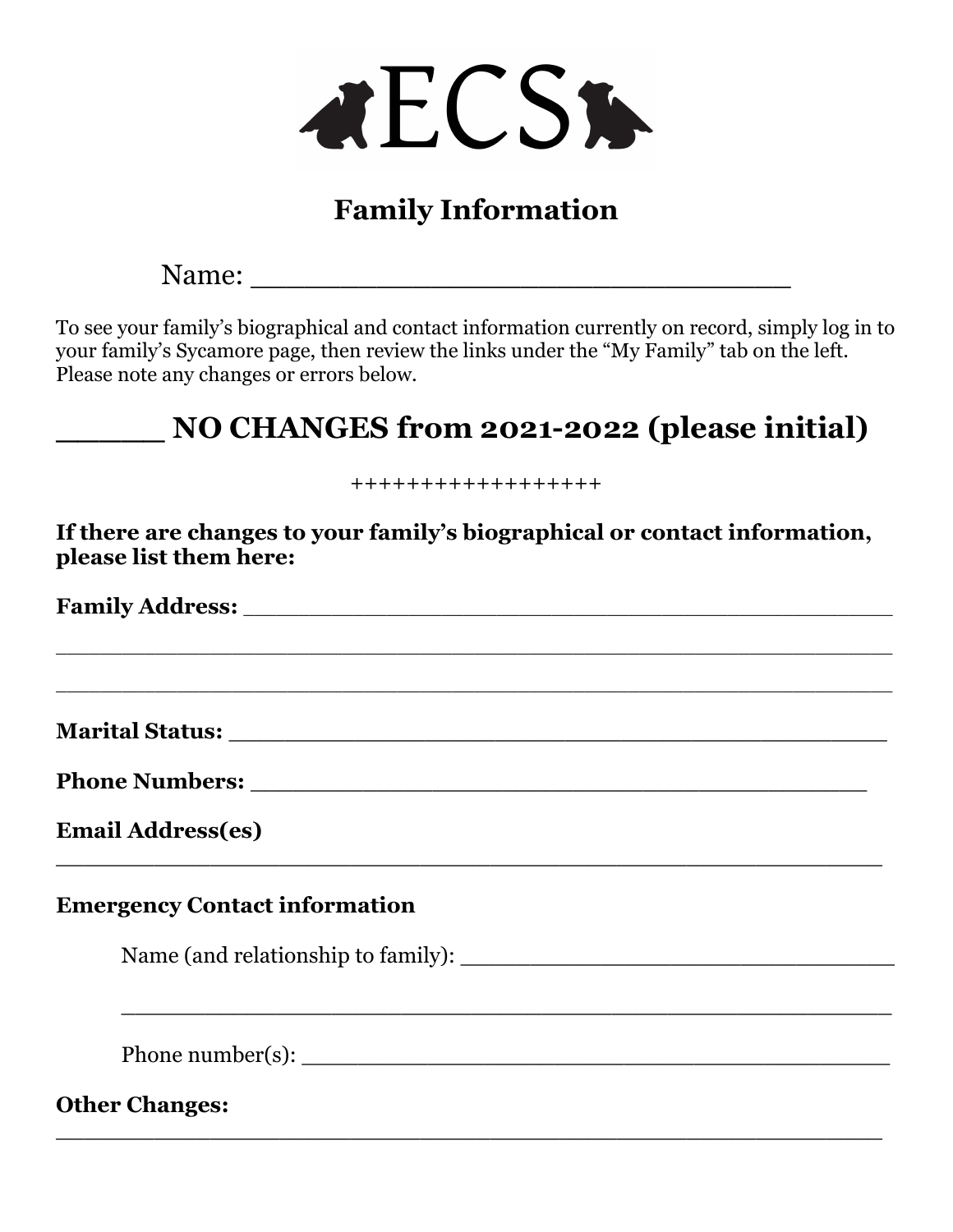# ECS

## Family Information

Name: ________________________________

To see your family's biographical and contact information currently on record, simply log in to your family's Sycamore page, then review the links under the "My Family" tab on the left. Please note any changes or errors below.

## ______ NO CHANGES from 2021-2022 (please initial)

++++++++++++++++++

**If there are changes to your family's biographical or contact information, please list them here:**

**Family Address:** ____________________________________________

____________________________________________________________

____________________________________________________________

**Marital Status:** ____________________________________________

**Phone Numbers:** ____________________________________________

**Email Address(es)**

____________________________________________________________

**Emergency Contact information**

Name (and relationship to family): ________________________________

____________________________________________________________

Phone number(s): ____________________________________________

**Other Changes:**

____________________________________________________________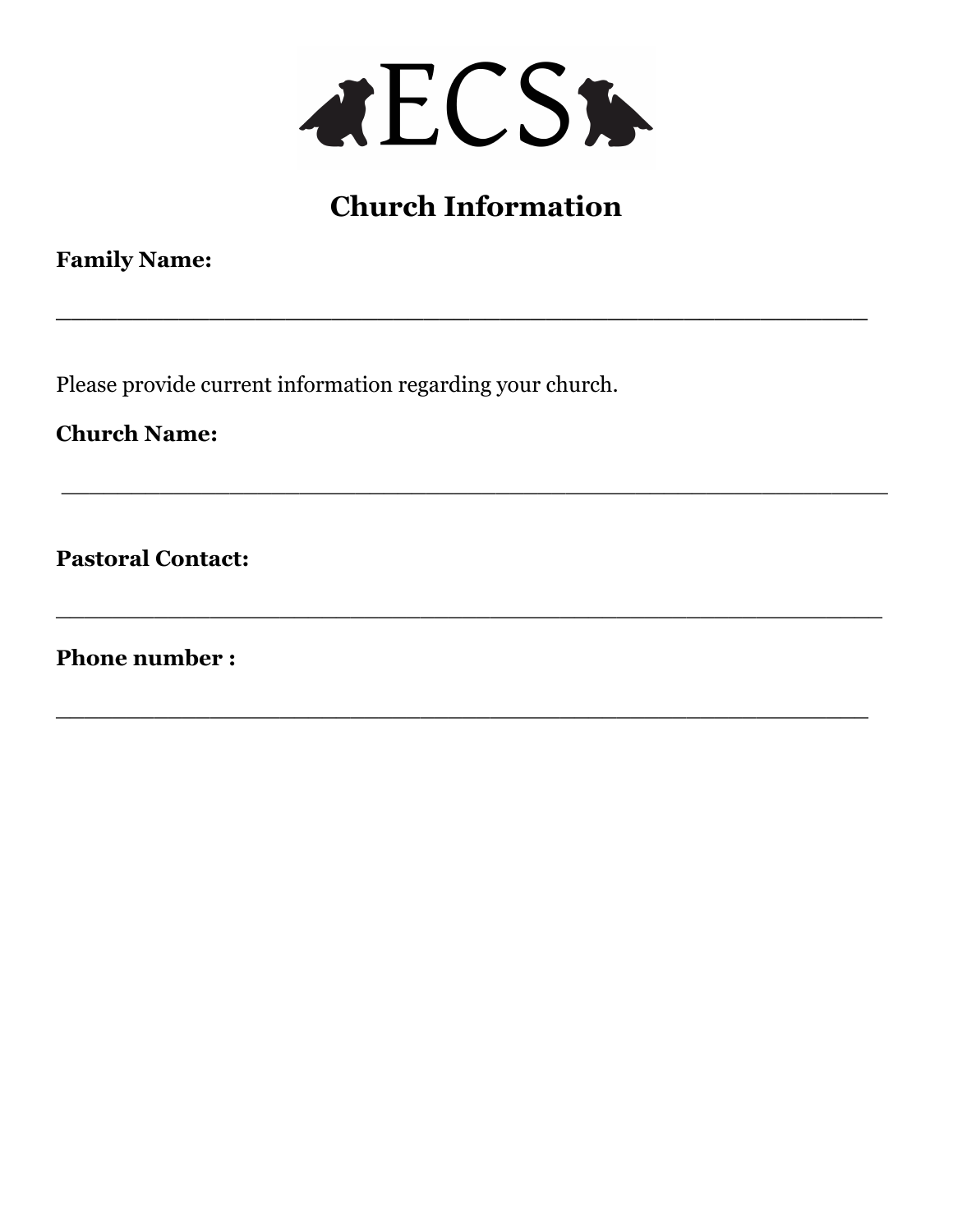ECS

# Church Information

**Family Name:**

______________________________________________________

Please provide current information regarding your church.

**Church Name:**

______________________________________________________

**Pastoral Contact:**

______________________________________________________

**Phone number :**

______________________________________________________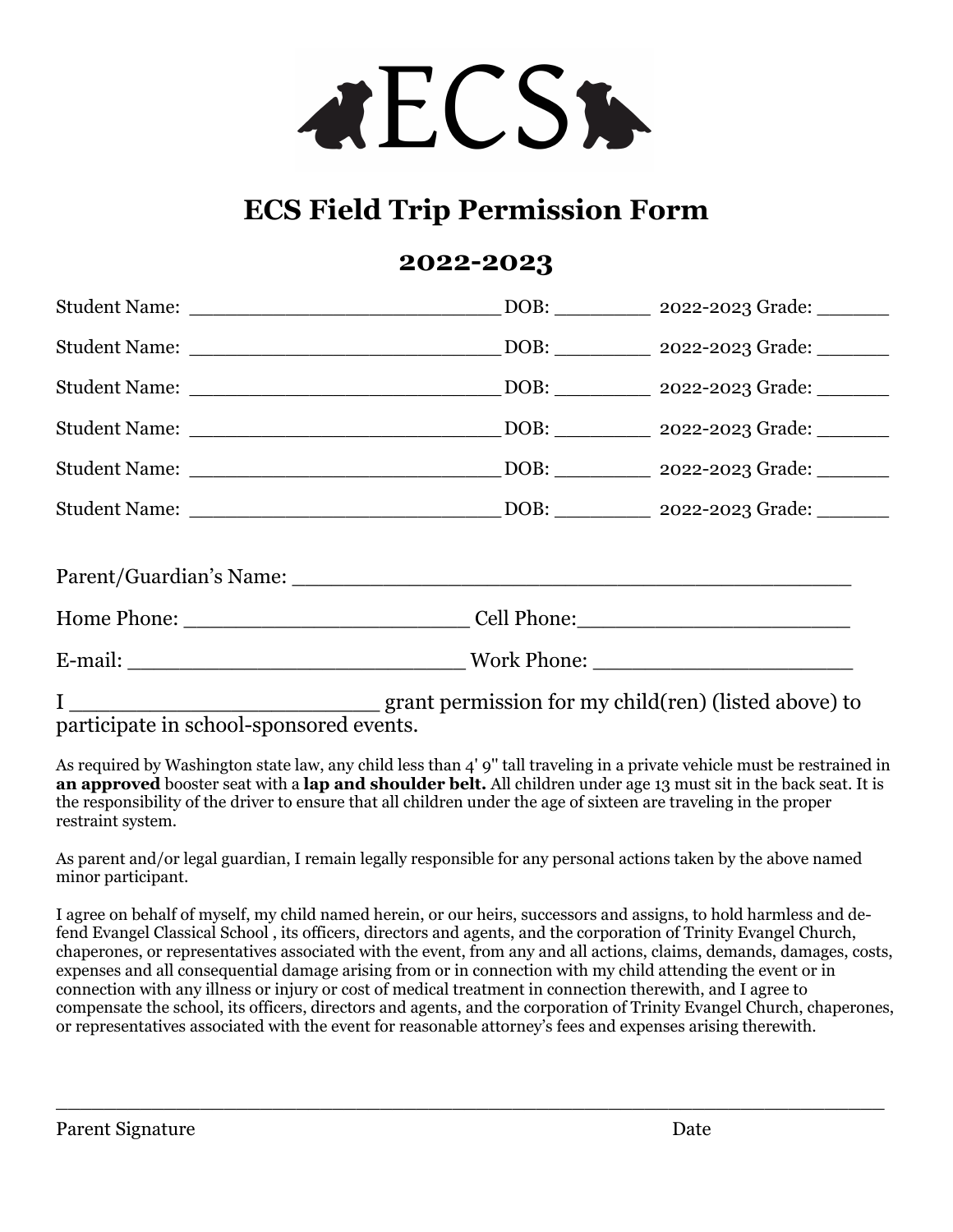ECS

# ECS Field Trip Permission Form

## 2022-2023

Student Name: ___________________________ DOB: ________ 2022-2023 Grade: ______

Student Name: ___________________________ DOB: ________ 2022-2023 Grade: ______

Student Name: ___________________________ DOB: ________ 2022-2023 Grade: ______

Student Name: ___________________________ DOB: ________ 2022-2023 Grade: ______

Student Name: ___________________________ DOB: ________ 2022-2023 Grade: ______

Student Name: ___________________________ DOB: ________ 2022-2023 Grade: ______

Parent/Guardian's Name: _____________________________________________

Home Phone: ______________________ Cell Phone:_____________________

E-mail: ___________________________ Work Phone: ____________________

I ______________________ grant permission for my child(ren) (listed above) to participate in school-sponsored events.

As required by Washington state law, any child less than 4' 9" tall traveling in a private vehicle must be restrained in **an approved** booster seat with a **lap and shoulder belt.** All children under age 13 must sit in the back seat. It is the responsibility of the driver to ensure that all children under the age of sixteen are traveling in the proper restraint system.

As parent and/or legal guardian, I remain legally responsible for any personal actions taken by the above named minor participant.

I agree on behalf of myself, my child named herein, or our heirs, successors and assigns, to hold harmless and defend Evangel Classical School , its officers, directors and agents, and the corporation of Trinity Evangel Church, chaperones, or representatives associated with the event, from any and all actions, claims, demands, damages, costs, expenses and all consequential damage arising from or in connection with my child attending the event or in connection with any illness or injury or cost of medical treatment in connection therewith, and I agree to compensate the school, its officers, directors and agents, and the corporation of Trinity Evangel Church, chaperones, or representatives associated with the event for reasonable attorney's fees and expenses arising therewith.

_________________________________________________________________

Parent Signature                                                                                    Date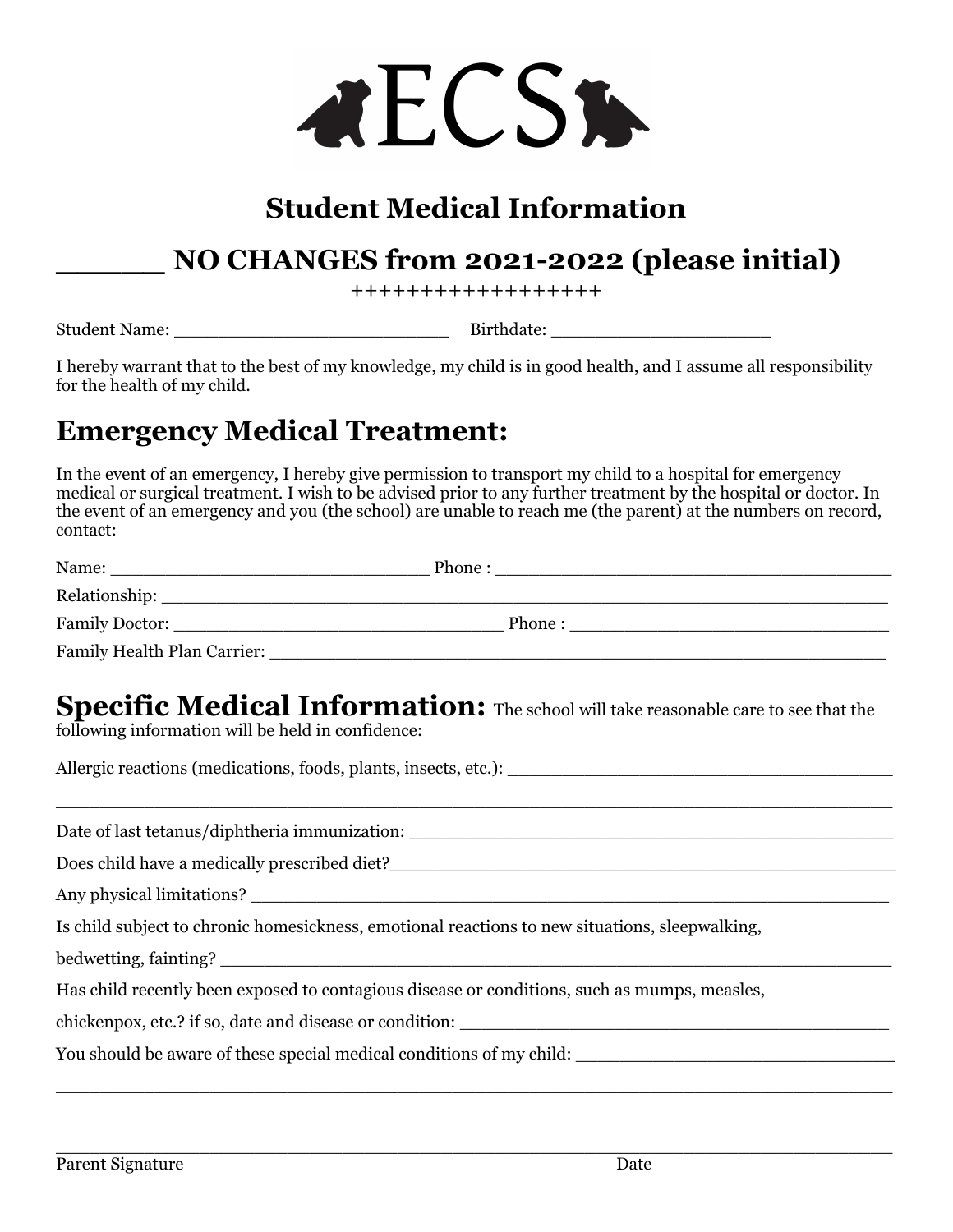# ECS

## Student Medical Information

## ______ NO CHANGES from 2021-2022 (please initial)

++++++++++++++++++

Student Name: _________________________ Birthdate: ____________________

I hereby warrant that to the best of my knowledge, my child is in good health, and I assume all responsibility for the health of my child.

## Emergency Medical Treatment:

In the event of an emergency, I hereby give permission to transport my child to a hospital for emergency medical or surgical treatment. I wish to be advised prior to any further treatment by the hospital or doctor. In the event of an emergency and you (the school) are unable to reach me (the parent) at the numbers on record, contact:

Name: ______________________________ Phone : _____________________________________

Relationship: _________________________________________________________________________

Family Doctor: ________________________________ Phone : ______________________________

Family Health Plan Carrier: ______________________________________________________________

## Specific Medical Information: 

The school will take reasonable care to see that the following information will be held in confidence:

Allergic reactions (medications, foods, plants, insects, etc.): ___________________________________

_________________________________________________________________________________

Date of last tetanus/diphtheria immunization: _____________________________________________

Does child have a medically prescribed diet?_______________________________________________

Any physical limitations? _____________________________________________________________

Is child subject to chronic homesickness, emotional reactions to new situations, sleepwalking,

bedwetting, fainting? _________________________________________________________________

Has child recently been exposed to contagious disease or conditions, such as mumps, measles,

chickenpox, etc.? if so, date and disease or condition: _______________________________________

You should be aware of these special medical conditions of my child: ___________________________

_________________________________________________________________________________

_________________________________________________________________________________

Parent Signature Date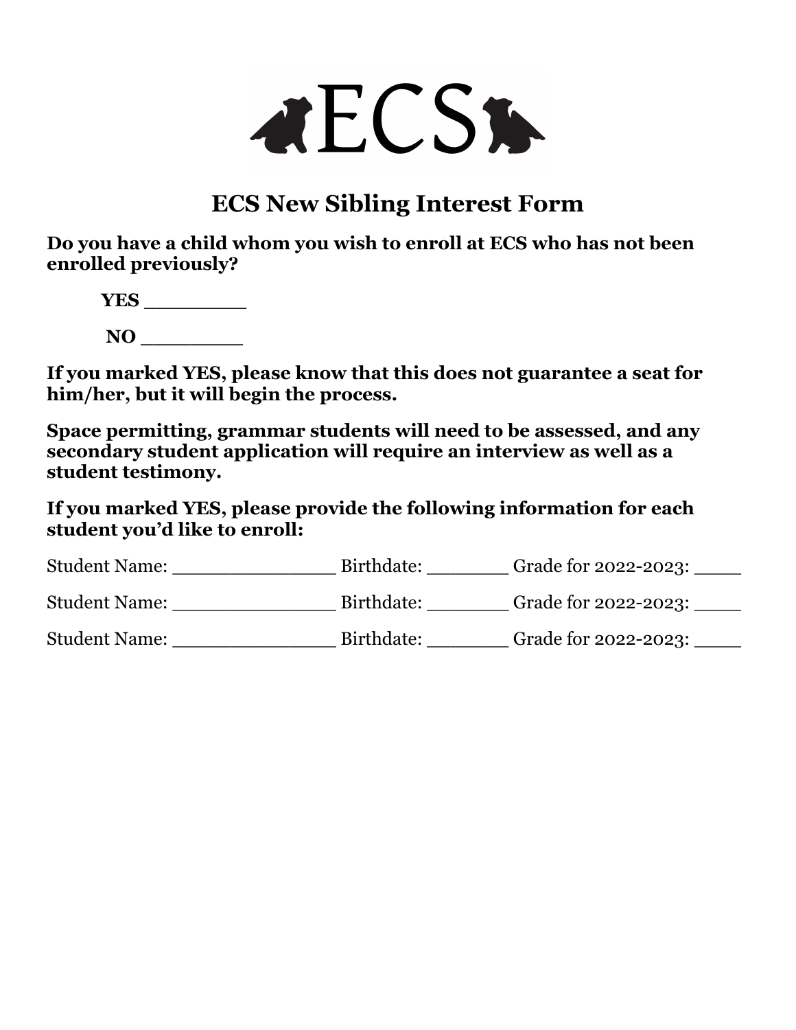ECS

# ECS New Sibling Interest Form

**Do you have a child whom you wish to enroll at ECS who has not been enrolled previously?**

**YES** ________

**NO** ________

**If you marked YES, please know that this does not guarantee a seat for him/her, but it will begin the process.**

**Space permitting, grammar students will need to be assessed, and any secondary student application will require an interview as well as a student testimony.**

**If you marked YES, please provide the following information for each student you'd like to enroll:**

Student Name: _______________ Birthdate: ________ Grade for 2022-2023: ____

Student Name: _______________ Birthdate: ________ Grade for 2022-2023: ____

Student Name: _______________ Birthdate: ________ Grade for 2022-2023: ____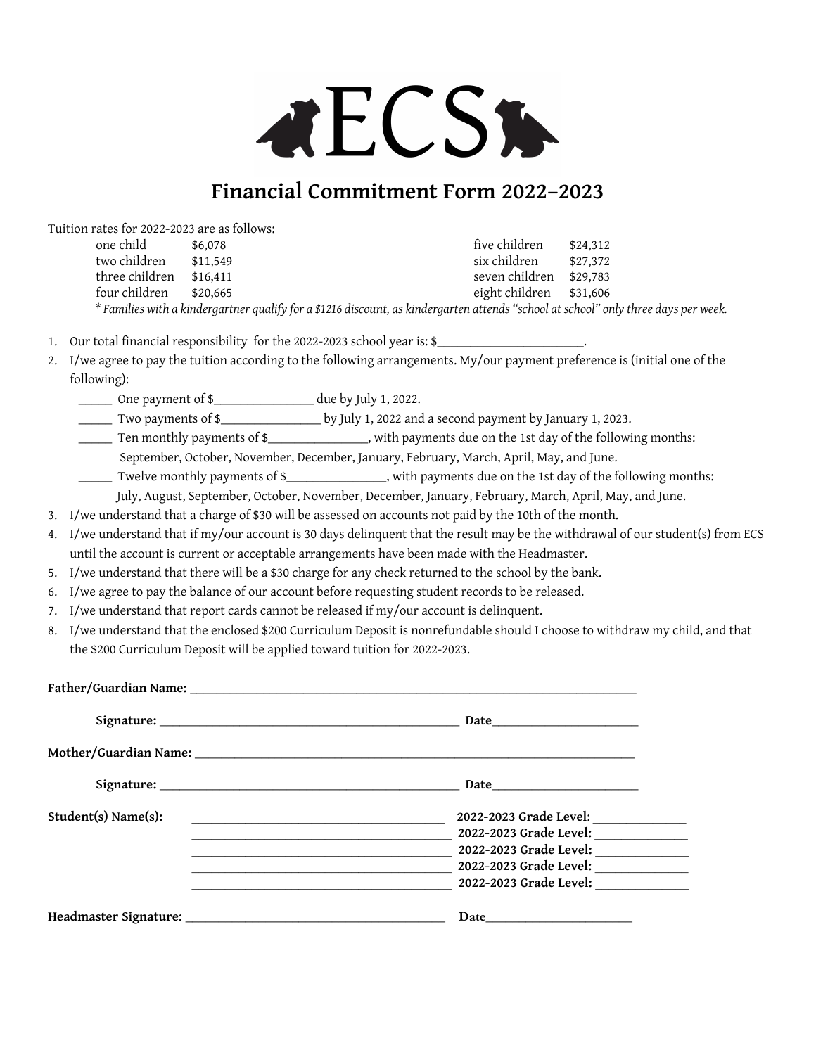# ECS

## Financial Commitment Form 2022–2023

Tuition rates for 2022-2023 are as follows:

| | | | |
|---|---|---|---|
| one child | $6,078 | five children | $24,312 |
| two children | $11,549 | six children | $27,372 |
| three children | $16,411 | seven children | $29,783 |
| four children | $20,665 | eight children | $31,606 |

*\* Families with a kindergartner qualify for a $1216 discount, as kindergarten attends "school at school" only three days per week.*

1. Our total financial responsibility for the 2022-2023 school year is: $________________________.
2. I/we agree to pay the tuition according to the following arrangements. My/our payment preference is (initial one of the following):
   - _____ One payment of $________________ due by July 1, 2022.
   - _____ Two payments of $________________ by July 1, 2022 and a second payment by January 1, 2023.
   - _____ Ten monthly payments of $________________, with payments due on the 1st day of the following months: September, October, November, December, January, February, March, April, May, and June.
   - _____ Twelve monthly payments of $________________, with payments due on the 1st day of the following months: July, August, September, October, November, December, January, February, March, April, May, and June.
3. I/we understand that a charge of $30 will be assessed on accounts not paid by the 10th of the month.
4. I/we understand that if my/our account is 30 days delinquent that the result may be the withdrawal of our student(s) from ECS until the account is current or acceptable arrangements have been made with the Headmaster.
5. I/we understand that there will be a $30 charge for any check returned to the school by the bank.
6. I/we agree to pay the balance of our account before requesting student records to be released.
7. I/we understand that report cards cannot be released if my/our account is delinquent.
8. I/we understand that the enclosed $200 Curriculum Deposit is nonrefundable should I choose to withdraw my child, and that the $200 Curriculum Deposit will be applied toward tuition for 2022-2023.

**Father/Guardian Name:** ____________________________________________

**Signature:** ________________________________ **Date**________________

**Mother/Guardian Name:** ____________________________________________

**Signature:** ________________________________ **Date**________________

**Student(s) Name(s):** ____________________________ **2022-2023 Grade Level:** ____________

____________________________ **2022-2023 Grade Level:** ____________

____________________________ **2022-2023 Grade Level:** ____________

____________________________ **2022-2023 Grade Level:** ____________

____________________________ **2022-2023 Grade Level:** ____________

**Headmaster Signature:** ____________________________ **Date**________________